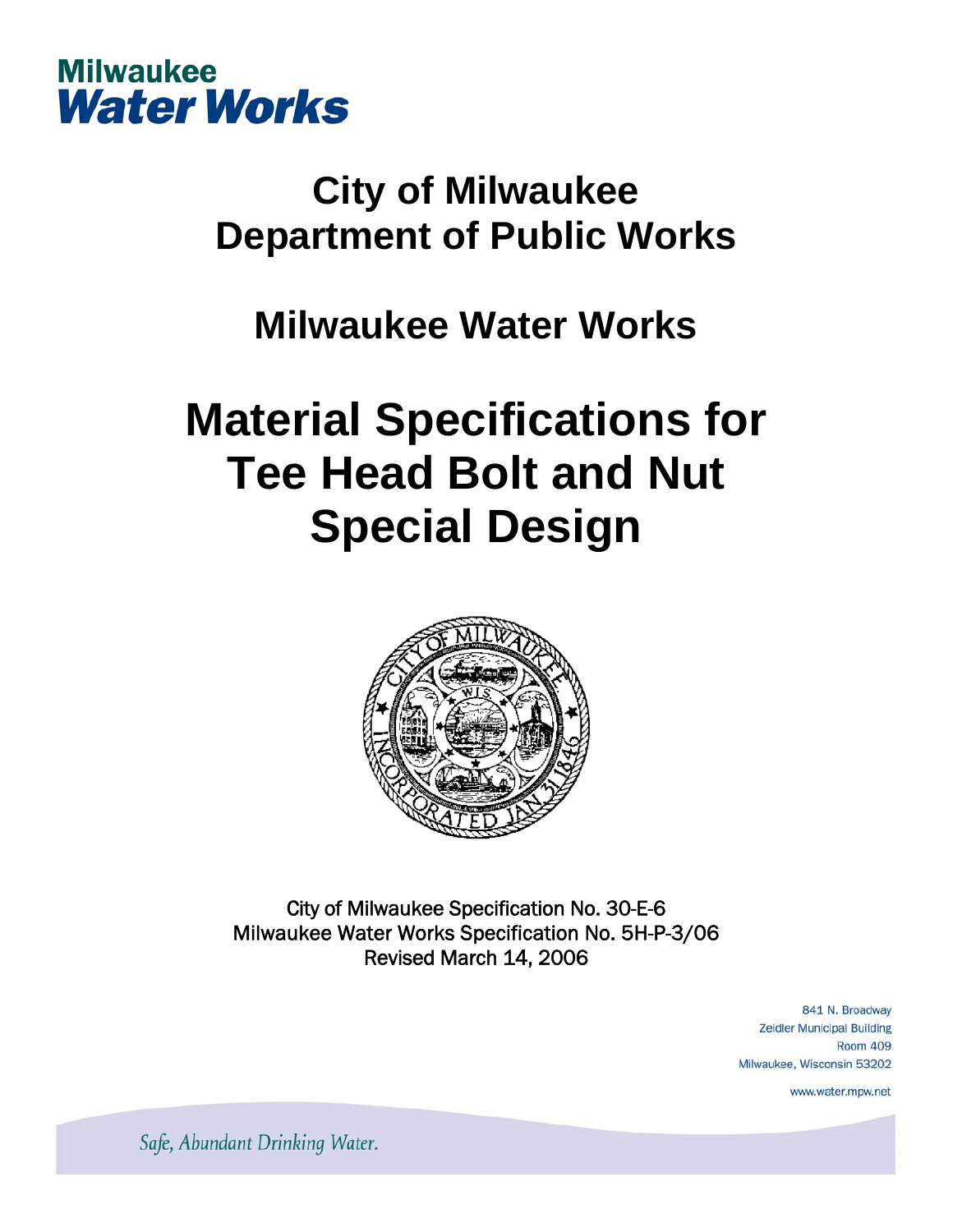Milwaukee
**Water Works**

# City of Milwaukee Department of Public Works

## Milwaukee Water Works

# Material Specifications for Tee Head Bolt and Nut Special Design

City of Milwaukee Specification No. 30-E-6
Milwaukee Water Works Specification No. 5H-P-3/06
Revised March 14, 2006

841 N. Broadway
Zeidler Municipal Building
Room 409
Milwaukee, Wisconsin 53202

www.water.mpw.net

*Safe, Abundant Drinking Water.*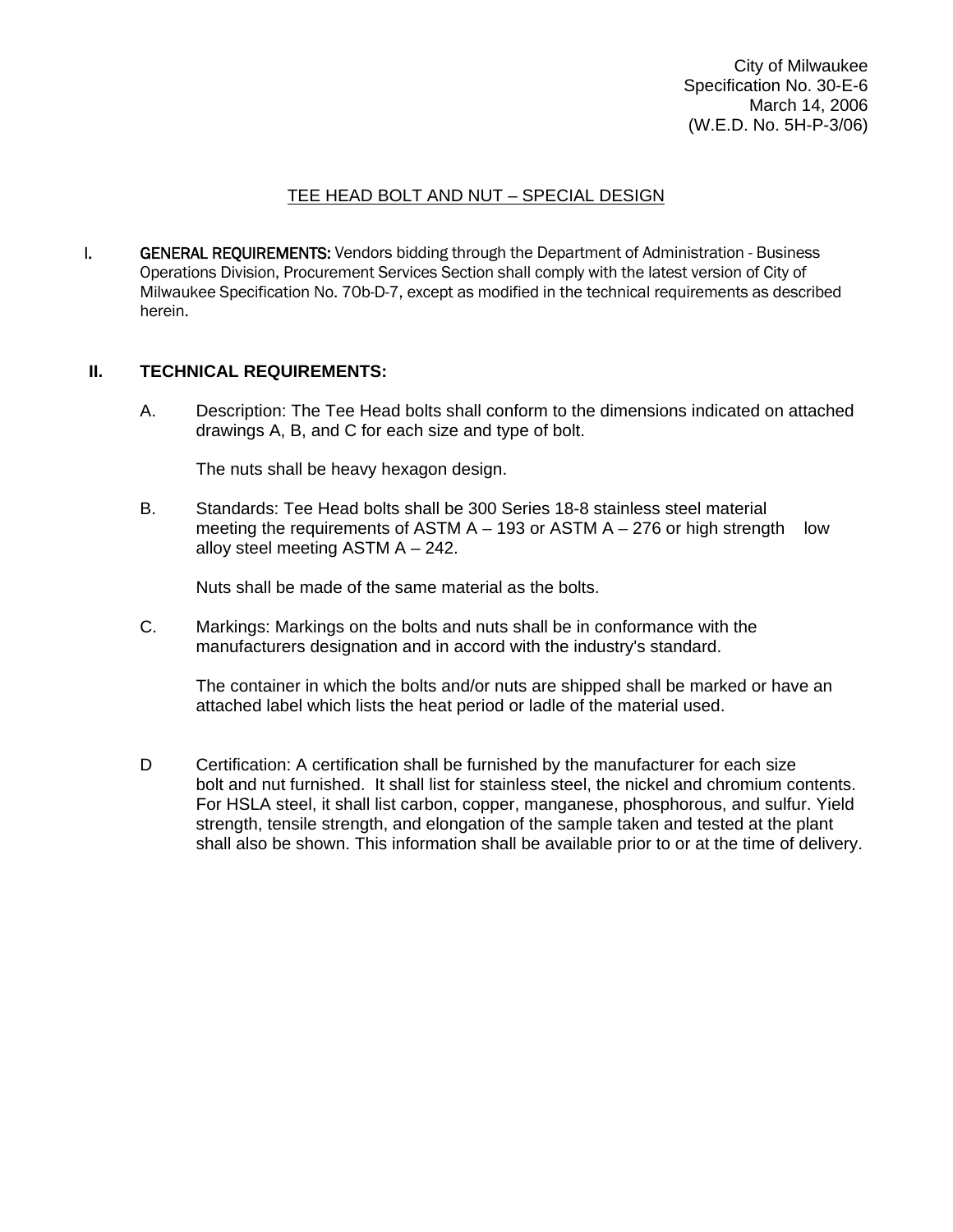City of Milwaukee
Specification No. 30-E-6
March 14, 2006
(W.E.D. No. 5H-P-3/06)

# TEE HEAD BOLT AND NUT – SPECIAL DESIGN

I. **GENERAL REQUIREMENTS:** Vendors bidding through the Department of Administration - Business Operations Division, Procurement Services Section shall comply with the latest version of City of Milwaukee Specification No. 70b-D-7, except as modified in the technical requirements as described herein.

## II. TECHNICAL REQUIREMENTS:

A. Description: The Tee Head bolts shall conform to the dimensions indicated on attached drawings A, B, and C for each size and type of bolt.

The nuts shall be heavy hexagon design.

B. Standards: Tee Head bolts shall be 300 Series 18-8 stainless steel material meeting the requirements of ASTM A – 193 or ASTM A – 276 or high strength low alloy steel meeting ASTM A – 242.

Nuts shall be made of the same material as the bolts.

C. Markings: Markings on the bolts and nuts shall be in conformance with the manufacturers designation and in accord with the industry's standard.

The container in which the bolts and/or nuts are shipped shall be marked or have an attached label which lists the heat period or ladle of the material used.

D Certification: A certification shall be furnished by the manufacturer for each size bolt and nut furnished. It shall list for stainless steel, the nickel and chromium contents. For HSLA steel, it shall list carbon, copper, manganese, phosphorous, and sulfur. Yield strength, tensile strength, and elongation of the sample taken and tested at the plant shall also be shown. This information shall be available prior to or at the time of delivery.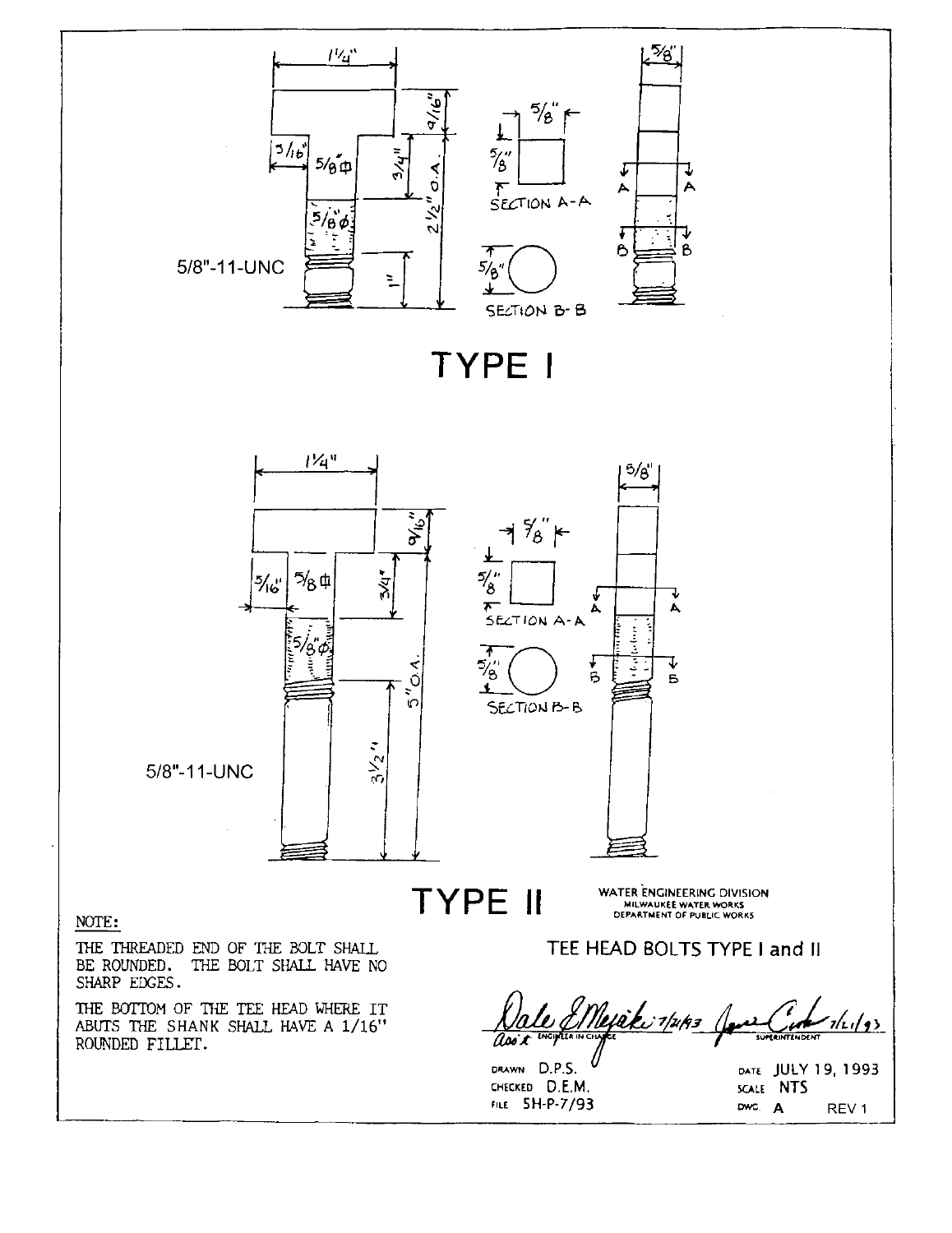5/8"-11-UNC

1¼"

5/16"

5/8" □

5/8" ⌀

9/16"

3/4"

2½" O.A.

1"

5/8"

5/8"

SECTION A-A

5/8"

SECTION B-B

5/8"

A A

B B

# TYPE I

5/8"-11-UNC

1¼"

5/16"

5/8 □

5/8" ⌀

9/16"

3/4"

5" O.A.

3½"

5/8"

5/8"

SECTION A-A

5/8"

SECTION B-B

5/8"

A A

B B

# TYPE II

WATER ENGINEERING DIVISION
MILWAUKEE WATER WORKS
DEPARTMENT OF PUBLIC WORKS

NOTE:

THE THREADED END OF THE BOLT SHALL BE ROUNDED. THE BOLT SHALL HAVE NO SHARP EDGES.

THE BOTTOM OF THE TEE HEAD WHERE IT ABUTS THE SHANK SHALL HAVE A 1/16" ROUNDED FILLET.

TEE HEAD BOLTS TYPE I and II

Dale E Mejaki 7/21/93 — ASS'T ENGINEER IN CHARGE

7/21/93 — SUPERINTENDENT

DRAWN D.P.S.
CHECKED D.E.M.
FILE 5H-P-7/93

DATE JULY 19, 1993
SCALE NTS
DWG. A REV 1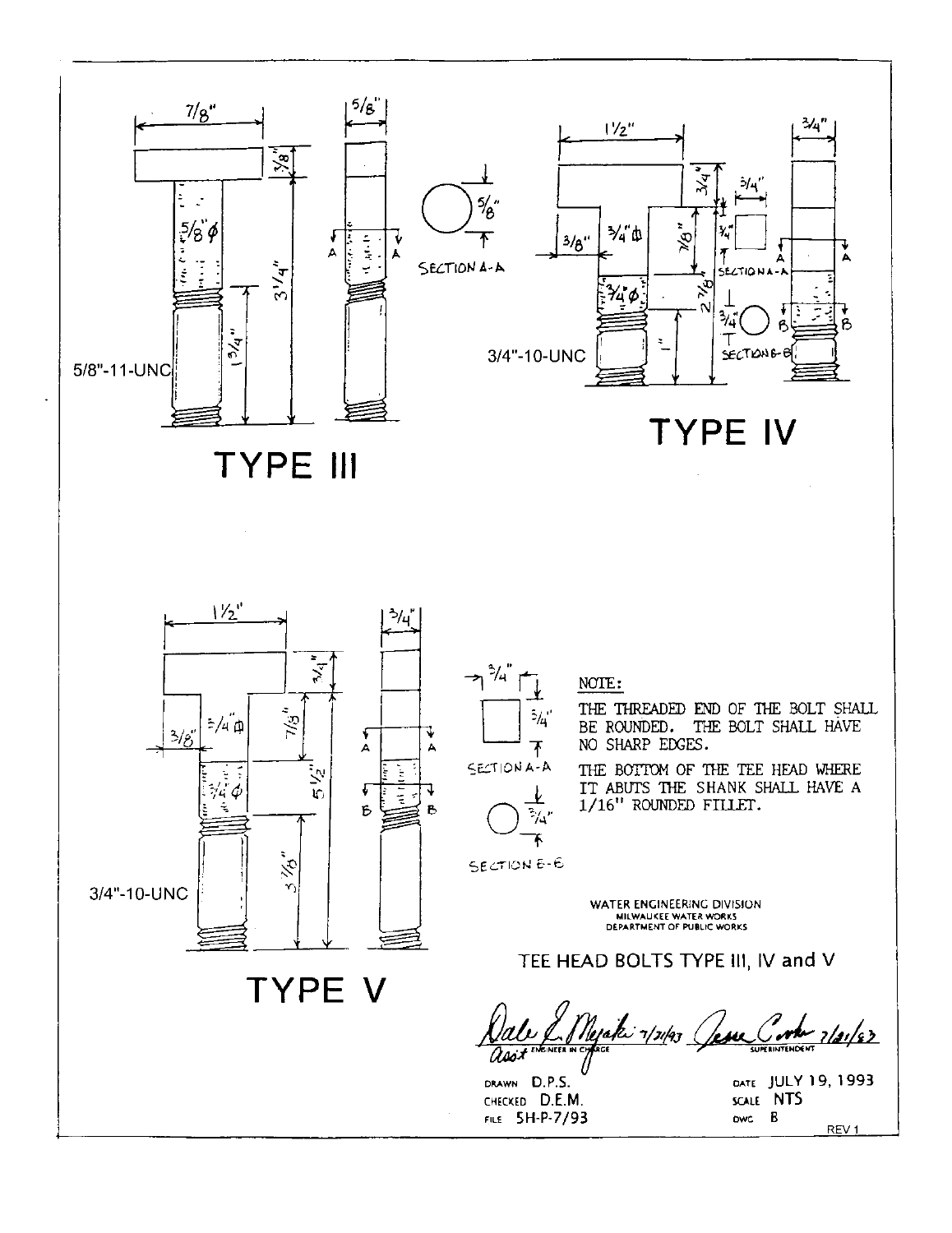**TYPE III**

- 7/8"
- 5/8"
- 3/8"
- 5/8" φ
- 3 1/4"
- 1 3/4"
- 5/8"-11-UNC
- SECTION A-A: 5/8"

**TYPE IV**

- 1 1/2"
- 3/4"
- 3/4"
- 3/8"
- 3/4" ◻
- 7/8"
- 3/4" φ
- 2 7/8"
- 1"
- 3/4"-10-UNC
- SECTION A-A: 3/4" × 3/4"
- SECTION B-B: 3/4"

**TYPE V**

- 1 1/2"
- 3/4"
- 3/4"
- 3/8"
- 3/4" ◻
- 7/8"
- 3/4" φ
- 5 1/2"
- 3 7/8"
- 3/4"-10-UNC
- SECTION A-A: 3/4" × 3/4"
- SECTION B-B: 3/4"

NOTE:

THE THREADED END OF THE BOLT SHALL BE ROUNDED. THE BOLT SHALL HAVE NO SHARP EDGES.

THE BOTTOM OF THE TEE HEAD WHERE IT ABUTS THE SHANK SHALL HAVE A 1/16" ROUNDED FILLET.

WATER ENGINEERING DIVISION
MILWAUKEE WATER WORKS
DEPARTMENT OF PUBLIC WORKS

TEE HEAD BOLTS TYPE III, IV and V

Dale E. Mejaki 7/21/93 — Ass't ENGINEER IN CHARGE

Jesse Cooke 7/21/93 — SUPERINTENDENT

| | |
|---|---|
| DRAWN D.P.S. | DATE JULY 19, 1993 |
| CHECKED D.E.M. | SCALE NTS |
| FILE 5H-P-7/93 | DWG B |

REV 1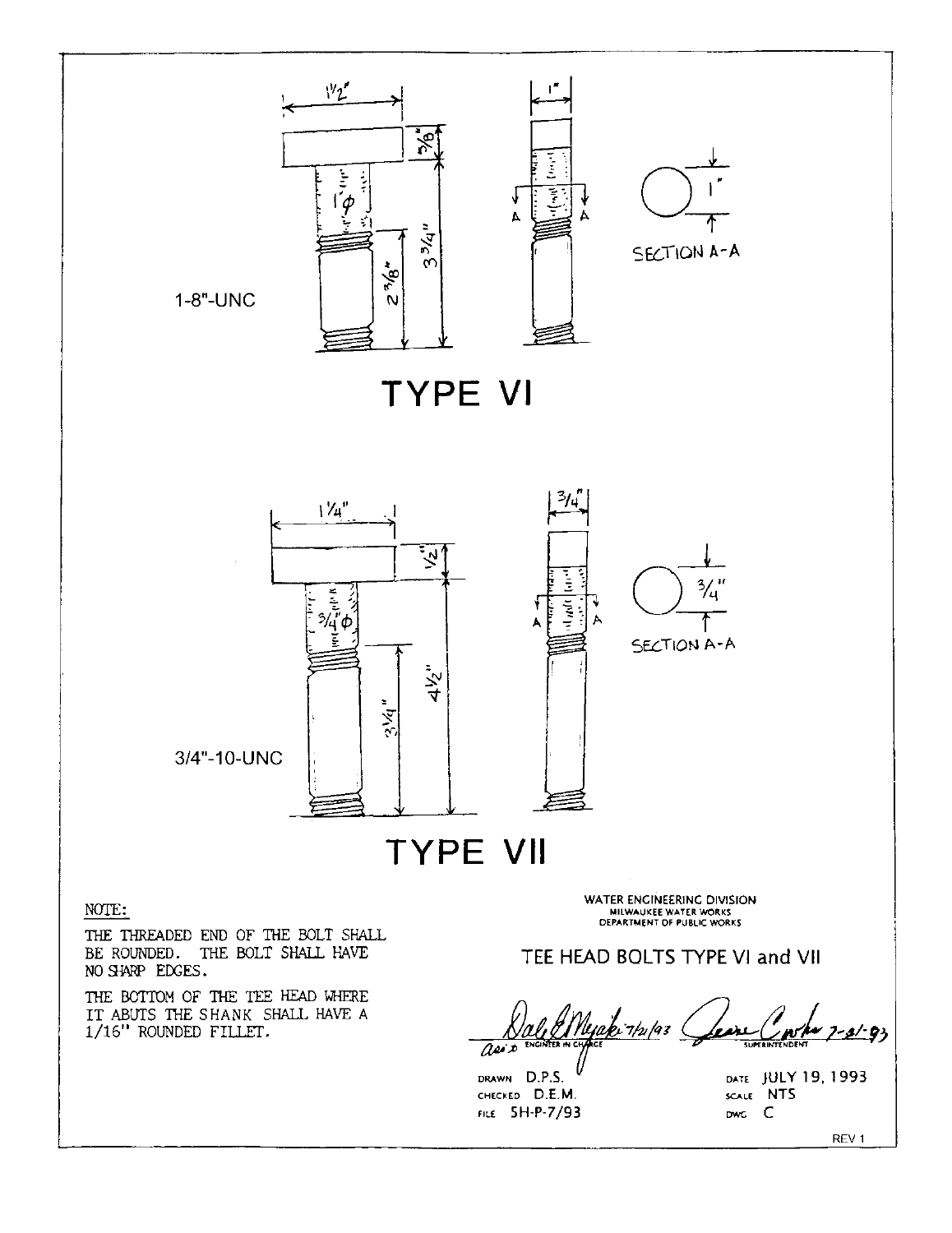1½"

⅜"

1"φ

3¾"

2⅜"

1"

A A

1"

SECTION A-A

1-8"-UNC

# TYPE VI

1¼"

½"

¾"φ

4½"

3¼"

¾"

A A

¾"

SECTION A-A

3/4"-10-UNC

# TYPE VII

NOTE:

THE THREADED END OF THE BOLT SHALL BE ROUNDED. THE BOLT SHALL HAVE NO SHARP EDGES.

THE BOTTOM OF THE TEE HEAD WHERE IT ABUTS THE SHANK SHALL HAVE A 1/16" ROUNDED FILLET.

WATER ENGINEERING DIVISION
MILWAUKEE WATER WORKS
DEPARTMENT OF PUBLIC WORKS

## TEE HEAD BOLTS TYPE VI and VII

Dale E Myaki 7/21/93 — ASS'T ENGINEER IN CHARGE

7-21-93 — SUPERINTENDENT

DRAWN D.P.S.
CHECKED D.E.M.
FILE 5H-P-7/93

DATE JULY 19, 1993
SCALE NTS
DWG C

REV 1